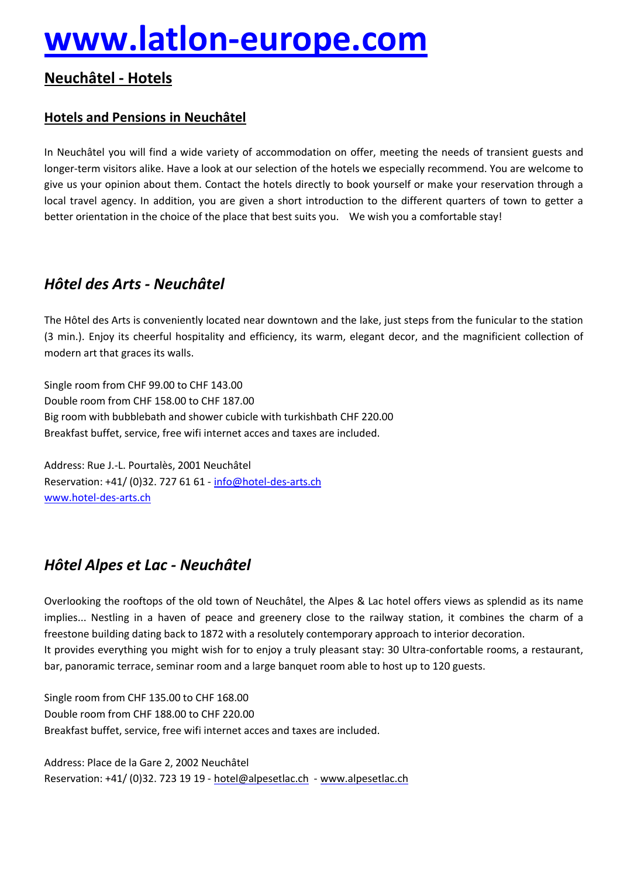# [www.latlon-europe.com](http://www.latlon-europe.com)

## Neuchâtel - Hotels

### Hotels and Pensions in Neuchâtel

In Neuchâtel you will find a wide variety of accommodation on offer, meeting the needs of transient guests and longer-term visitors alike. Have a look at our selection of the hotels we especially recommend. You are welcome to give us your opinion about them. Contact the hotels directly to book yourself or make your reservation through a local travel agency. In addition, you are given a short introduction to the different quarters of town to getter a better orientation in the choice of the place that best suits you.   We wish you a comfortable stay!

## *Hôtel des Arts - Neuchâtel*

The Hôtel des Arts is conveniently located near downtown and the lake, just steps from the funicular to the station (3 min.). Enjoy its cheerful hospitality and efficiency, its warm, elegant decor, and the magnificient collection of modern art that graces its walls.

Single room from CHF 99.00 to CHF 143.00
Double room from CHF 158.00 to CHF 187.00
Big room with bubblebath and shower cubicle with turkishbath CHF 220.00
Breakfast buffet, service, free wifi internet acces and taxes are included.

Address: Rue J.-L. Pourtalès, 2001 Neuchâtel
Reservation: +41/ (0)32. 727 61 61 - info@hotel-des-arts.ch
www.hotel-des-arts.ch

## *Hôtel Alpes et Lac - Neuchâtel*

Overlooking the rooftops of the old town of Neuchâtel, the Alpes & Lac hotel offers views as splendid as its name implies... Nestling in a haven of peace and greenery close to the railway station, it combines the charm of a freestone building dating back to 1872 with a resolutely contemporary approach to interior decoration.
It provides everything you might wish for to enjoy a truly pleasant stay: 30 Ultra-confortable rooms, a restaurant, bar, panoramic terrace, seminar room and a large banquet room able to host up to 120 guests.

Single room from CHF 135.00 to CHF 168.00
Double room from CHF 188.00 to CHF 220.00
Breakfast buffet, service, free wifi internet acces and taxes are included.

Address: Place de la Gare 2, 2002 Neuchâtel
Reservation: +41/ (0)32. 723 19 19 - hotel@alpesetlac.ch - www.alpesetlac.ch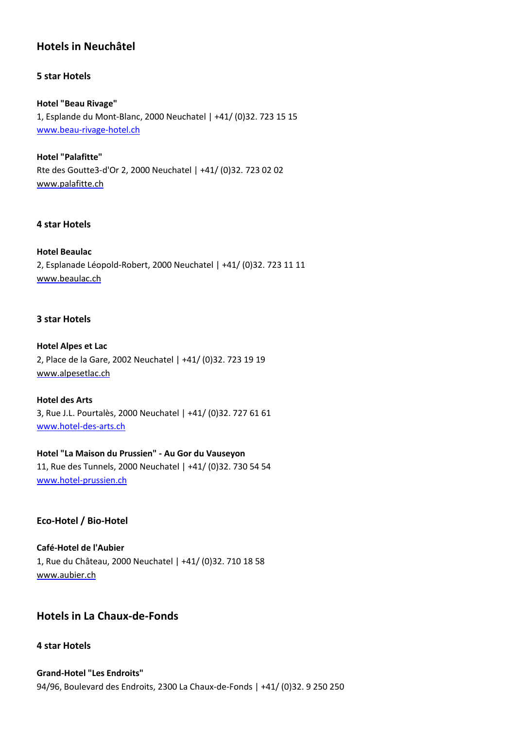## Hotels in Neuchâtel

### 5 star Hotels

**Hotel "Beau Rivage"**
1, Esplande du Mont-Blanc, 2000 Neuchatel | +41/ (0)32. 723 15 15
[www.beau-rivage-hotel.ch](http://www.beau-rivage-hotel.ch)

**Hotel "Palafitte"**
Rte des Goutte3-d'Or 2, 2000 Neuchatel | +41/ (0)32. 723 02 02
[www.palafitte.ch](http://www.palafitte.ch)

### 4 star Hotels

**Hotel Beaulac**
2, Esplanade Léopold-Robert, 2000 Neuchatel | +41/ (0)32. 723 11 11
[www.beaulac.ch](http://www.beaulac.ch)

### 3 star Hotels

**Hotel Alpes et Lac**
2, Place de la Gare, 2002 Neuchatel | +41/ (0)32. 723 19 19
[www.alpesetlac.ch](http://www.alpesetlac.ch)

**Hotel des Arts**
3, Rue J.L. Pourtalès, 2000 Neuchatel | +41/ (0)32. 727 61 61
[www.hotel-des-arts.ch](http://www.hotel-des-arts.ch)

**Hotel "La Maison du Prussien" - Au Gor du Vauseyon**
11, Rue des Tunnels, 2000 Neuchatel | +41/ (0)32. 730 54 54
[www.hotel-prussien.ch](http://www.hotel-prussien.ch)

### Eco-Hotel / Bio-Hotel

**Café-Hotel de l'Aubier**
1, Rue du Château, 2000 Neuchatel | +41/ (0)32. 710 18 58
[www.aubier.ch](http://www.aubier.ch)

## Hotels in La Chaux-de-Fonds

### 4 star Hotels

**Grand-Hotel "Les Endroits"**
94/96, Boulevard des Endroits, 2300 La Chaux-de-Fonds | +41/ (0)32. 9 250 250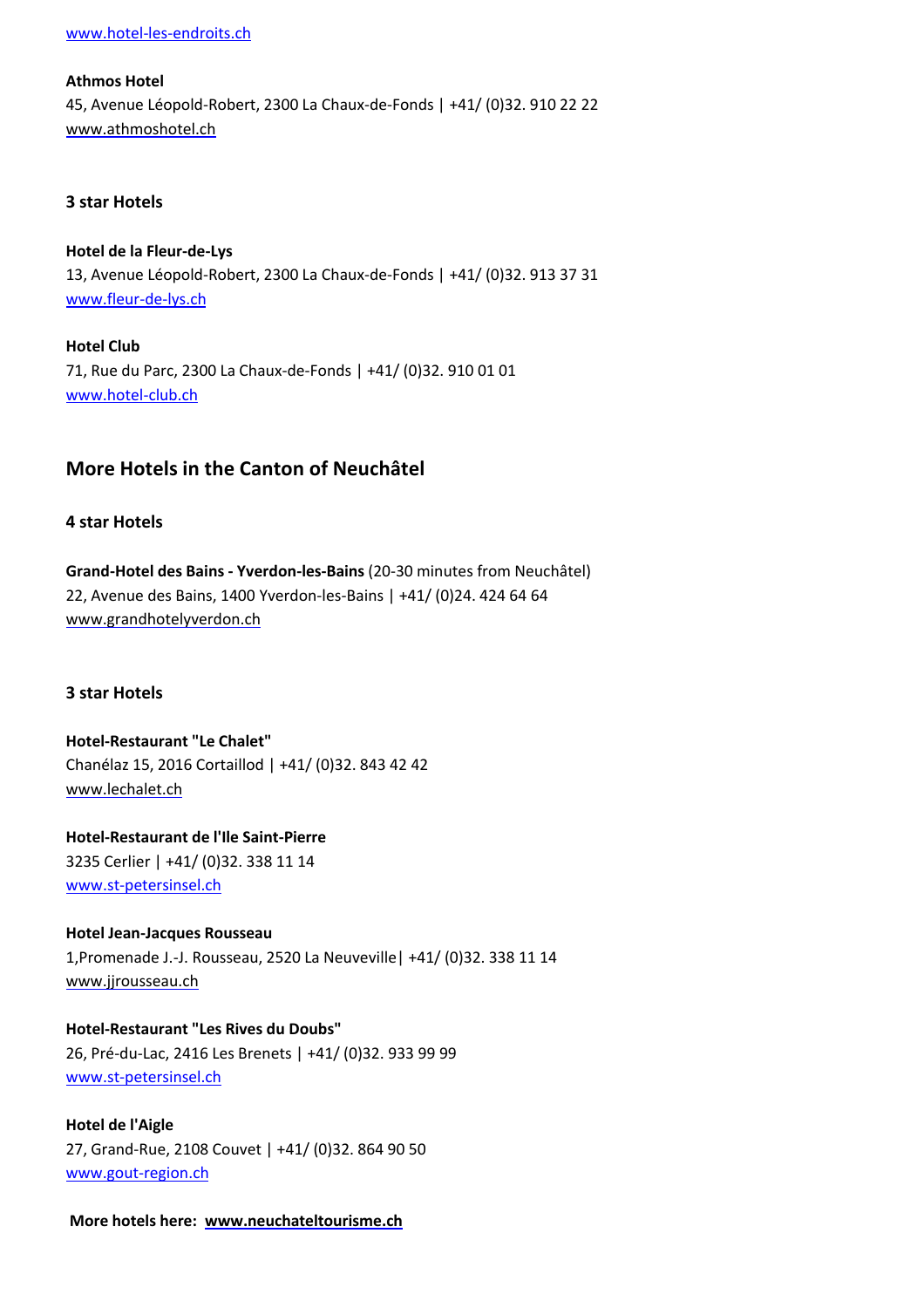www.hotel-les-endroits.ch

**Athmos Hotel**
45, Avenue Léopold-Robert, 2300 La Chaux-de-Fonds | +41/ (0)32. 910 22 22
www.athmoshotel.ch

### 3 star Hotels

**Hotel de la Fleur-de-Lys**
13, Avenue Léopold-Robert, 2300 La Chaux-de-Fonds | +41/ (0)32. 913 37 31
www.fleur-de-lys.ch

**Hotel Club**
71, Rue du Parc, 2300 La Chaux-de-Fonds | +41/ (0)32. 910 01 01
www.hotel-club.ch

## More Hotels in the Canton of Neuchâtel

### 4 star Hotels

**Grand-Hotel des Bains - Yverdon-les-Bains** (20-30 minutes from Neuchâtel)
22, Avenue des Bains, 1400 Yverdon-les-Bains | +41/ (0)24. 424 64 64
www.grandhotelyverdon.ch

### 3 star Hotels

**Hotel-Restaurant "Le Chalet"**
Chanélaz 15, 2016 Cortaillod | +41/ (0)32. 843 42 42
www.lechalet.ch

**Hotel-Restaurant de l'Ile Saint-Pierre**
3235 Cerlier | +41/ (0)32. 338 11 14
www.st-petersinsel.ch

**Hotel Jean-Jacques Rousseau**
1,Promenade J.-J. Rousseau, 2520 La Neuveville| +41/ (0)32. 338 11 14
www.jjrousseau.ch

**Hotel-Restaurant "Les Rives du Doubs"**
26, Pré-du-Lac, 2416 Les Brenets | +41/ (0)32. 933 99 99
www.st-petersinsel.ch

**Hotel de l'Aigle**
27, Grand-Rue, 2108 Couvet | +41/ (0)32. 864 90 50
www.gout-region.ch

**More hotels here: www.neuchateltourisme.ch**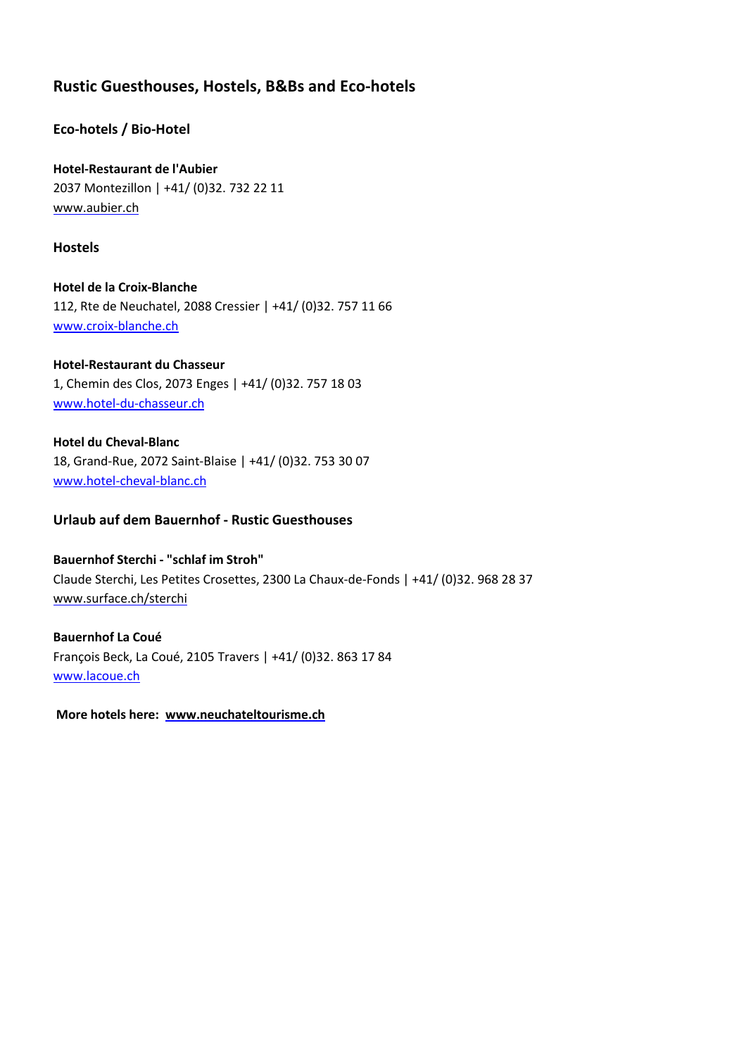## Rustic Guesthouses, Hostels, B&Bs and Eco-hotels

### Eco-hotels / Bio-Hotel

**Hotel-Restaurant de l'Aubier**
2037 Montezillon | +41/ (0)32. 732 22 11
www.aubier.ch

### Hostels

**Hotel de la Croix-Blanche**
112, Rte de Neuchatel, 2088 Cressier | +41/ (0)32. 757 11 66
www.croix-blanche.ch

**Hotel-Restaurant du Chasseur**
1, Chemin des Clos, 2073 Enges | +41/ (0)32. 757 18 03
www.hotel-du-chasseur.ch

**Hotel du Cheval-Blanc**
18, Grand-Rue, 2072 Saint-Blaise | +41/ (0)32. 753 30 07
www.hotel-cheval-blanc.ch

### Urlaub auf dem Bauernhof - Rustic Guesthouses

**Bauernhof Sterchi - "schlaf im Stroh"**
Claude Sterchi, Les Petites Crosettes, 2300 La Chaux-de-Fonds | +41/ (0)32. 968 28 37
www.surface.ch/sterchi

**Bauernhof La Coué**
François Beck, La Coué, 2105 Travers | +41/ (0)32. 863 17 84
www.lacoue.ch

**More hotels here: www.neuchateltourisme.ch**